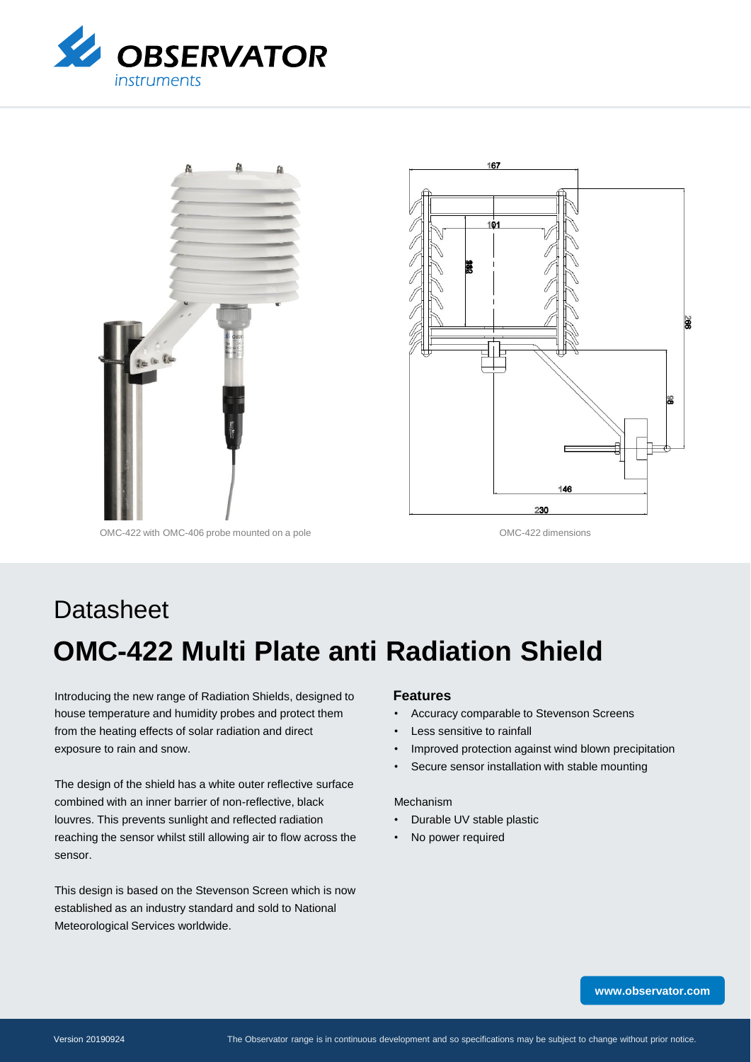OMC-422 with OMC-406 probe mounted on a pole

OMC-422 dimensions

# Datasheet

# OMC-422 Multi Plate anti Radiation Shield

Introducing the new range of Radiation Shields, designed to house temperature and humidity probes and protect them from the heating effects of solar radiation and direct exposure to rain and snow.

The design of the shield has a white outer reflective surface combined with an inner barrier of non-reflective, black louvres. This prevents sunlight and reflected radiation reaching the sensor whilst still allowing air to flow across the sensor.

This design is based on the Stevenson Screen which is now established as an industry standard and sold to National Meteorological Services worldwide.

### Features

- Accuracy comparable to Stevenson Screens
- Less sensitive to rainfall
- Improved protection against wind blown precipitation
- Secure sensor installation with stable mounting

Mechanism

- Durable UV stable plastic
- No power required

www.observator.com

Version 20190924

The Observator range is in continuous development and so specifications may be subject to change without prior notice.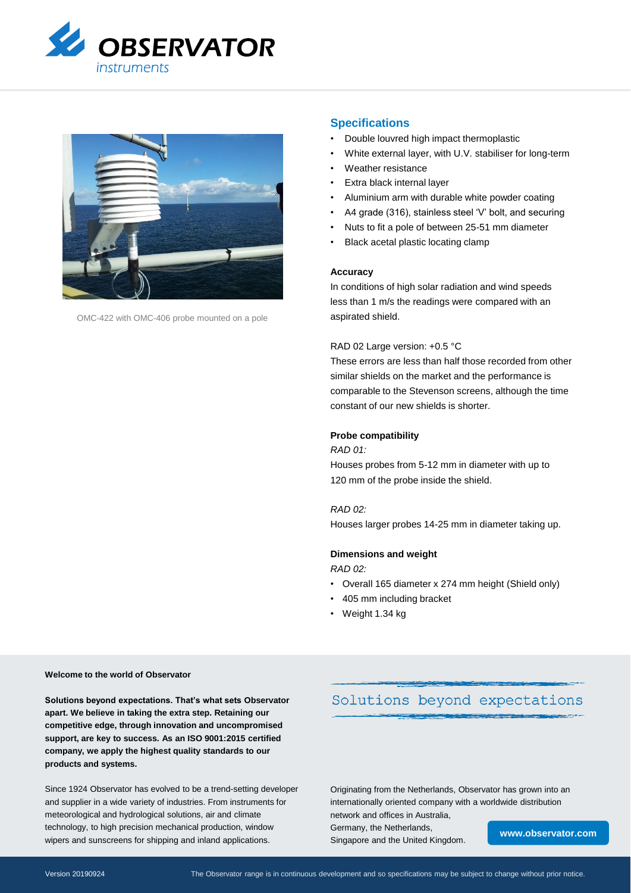OMC-422 with OMC-406 probe mounted on a pole

## Specifications

- Double louvred high impact thermoplastic
- White external layer, with U.V. stabiliser for long-term
- Weather resistance
- Extra black internal layer
- Aluminium arm with durable white powder coating
- A4 grade (316), stainless steel 'V' bolt, and securing
- Nuts to fit a pole of between 25-51 mm diameter
- Black acetal plastic locating clamp

### Accuracy

In conditions of high solar radiation and wind speeds less than 1 m/s the readings were compared with an aspirated shield.

RAD 02 Large version: +0.5 °C
These errors are less than half those recorded from other similar shields on the market and the performance is comparable to the Stevenson screens, although the time constant of our new shields is shorter.

### Probe compatibility

*RAD 01:*
Houses probes from 5-12 mm in diameter with up to 120 mm of the probe inside the shield.

*RAD 02:*
Houses larger probes 14-25 mm in diameter taking up.

### Dimensions and weight

*RAD 02:*

- Overall 165 diameter x 274 mm height (Shield only)
- 405 mm including bracket
- Weight 1.34 kg

**Welcome to the world of Observator**

**Solutions beyond expectations. That's what sets Observator apart. We believe in taking the extra step. Retaining our competitive edge, through innovation and uncompromised support, are key to success. As an ISO 9001:2015 certified company, we apply the highest quality standards to our products and systems.**

Since 1924 Observator has evolved to be a trend-setting developer and supplier in a wide variety of industries. From instruments for meteorological and hydrological solutions, air and climate technology, to high precision mechanical production, window wipers and sunscreens for shipping and inland applications.

Solutions beyond expectations

Originating from the Netherlands, Observator has grown into an internationally oriented company with a worldwide distribution network and offices in Australia, Germany, the Netherlands, Singapore and the United Kingdom.

www.observator.com

Version 20190924

The Observator range is in continuous development and so specifications may be subject to change without prior notice.